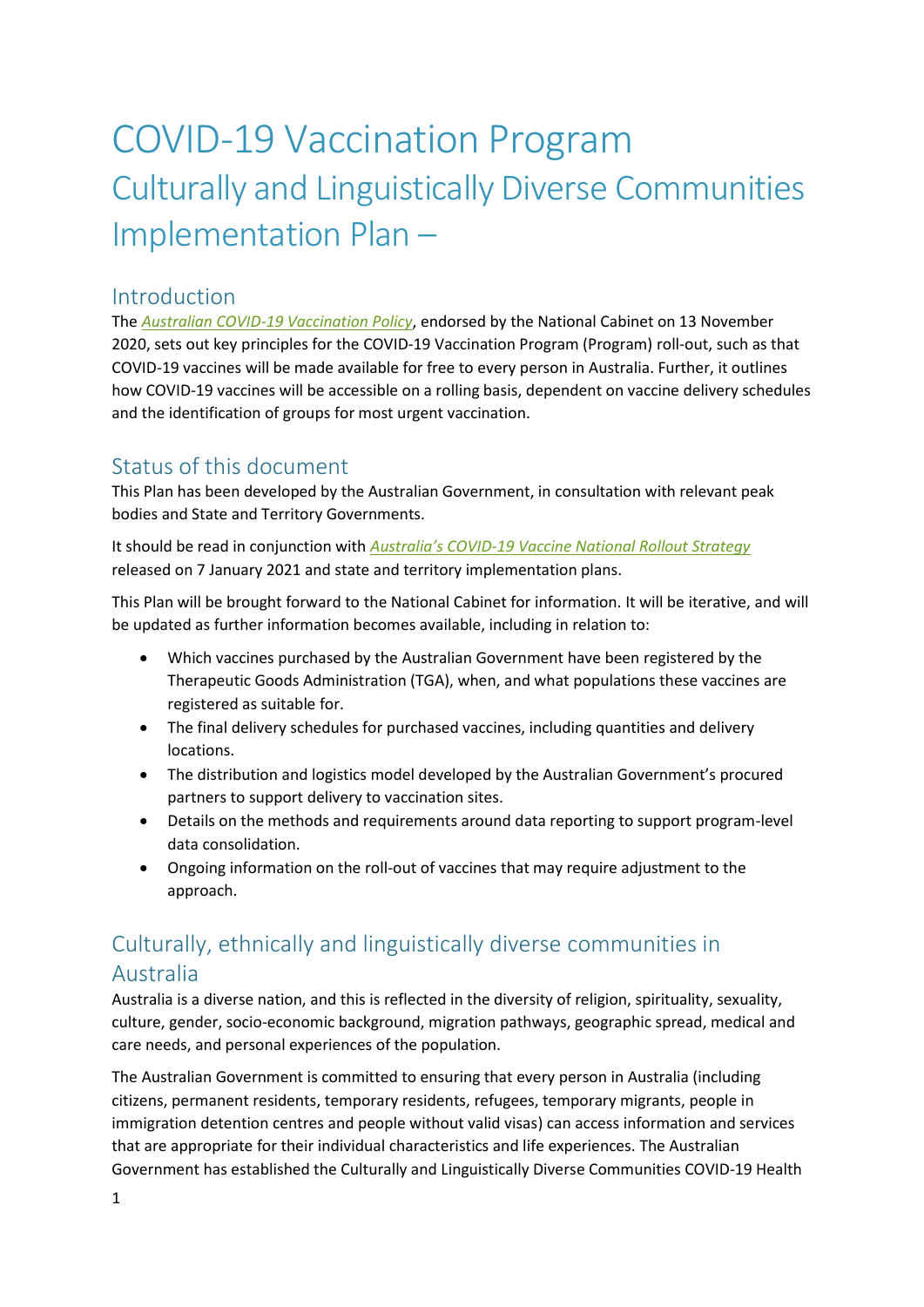# COVID-19 Vaccination Program

## Culturally and Linguistically Diverse Communities Implementation Plan –

## Introduction

The *Australian COVID-19 Vaccination Policy*, endorsed by the National Cabinet on 13 November 2020, sets out key principles for the COVID-19 Vaccination Program (Program) roll-out, such as that COVID-19 vaccines will be made available for free to every person in Australia. Further, it outlines how COVID-19 vaccines will be accessible on a rolling basis, dependent on vaccine delivery schedules and the identification of groups for most urgent vaccination.

## Status of this document

This Plan has been developed by the Australian Government, in consultation with relevant peak bodies and State and Territory Governments.

It should be read in conjunction with *Australia's COVID-19 Vaccine National Rollout Strategy* released on 7 January 2021 and state and territory implementation plans.

This Plan will be brought forward to the National Cabinet for information. It will be iterative, and will be updated as further information becomes available, including in relation to:

- Which vaccines purchased by the Australian Government have been registered by the Therapeutic Goods Administration (TGA), when, and what populations these vaccines are registered as suitable for.
- The final delivery schedules for purchased vaccines, including quantities and delivery locations.
- The distribution and logistics model developed by the Australian Government's procured partners to support delivery to vaccination sites.
- Details on the methods and requirements around data reporting to support program-level data consolidation.
- Ongoing information on the roll-out of vaccines that may require adjustment to the approach.

## Culturally, ethnically and linguistically diverse communities in Australia

Australia is a diverse nation, and this is reflected in the diversity of religion, spirituality, sexuality, culture, gender, socio-economic background, migration pathways, geographic spread, medical and care needs, and personal experiences of the population.

The Australian Government is committed to ensuring that every person in Australia (including citizens, permanent residents, temporary residents, refugees, temporary migrants, people in immigration detention centres and people without valid visas) can access information and services that are appropriate for their individual characteristics and life experiences. The Australian Government has established the Culturally and Linguistically Diverse Communities COVID-19 Health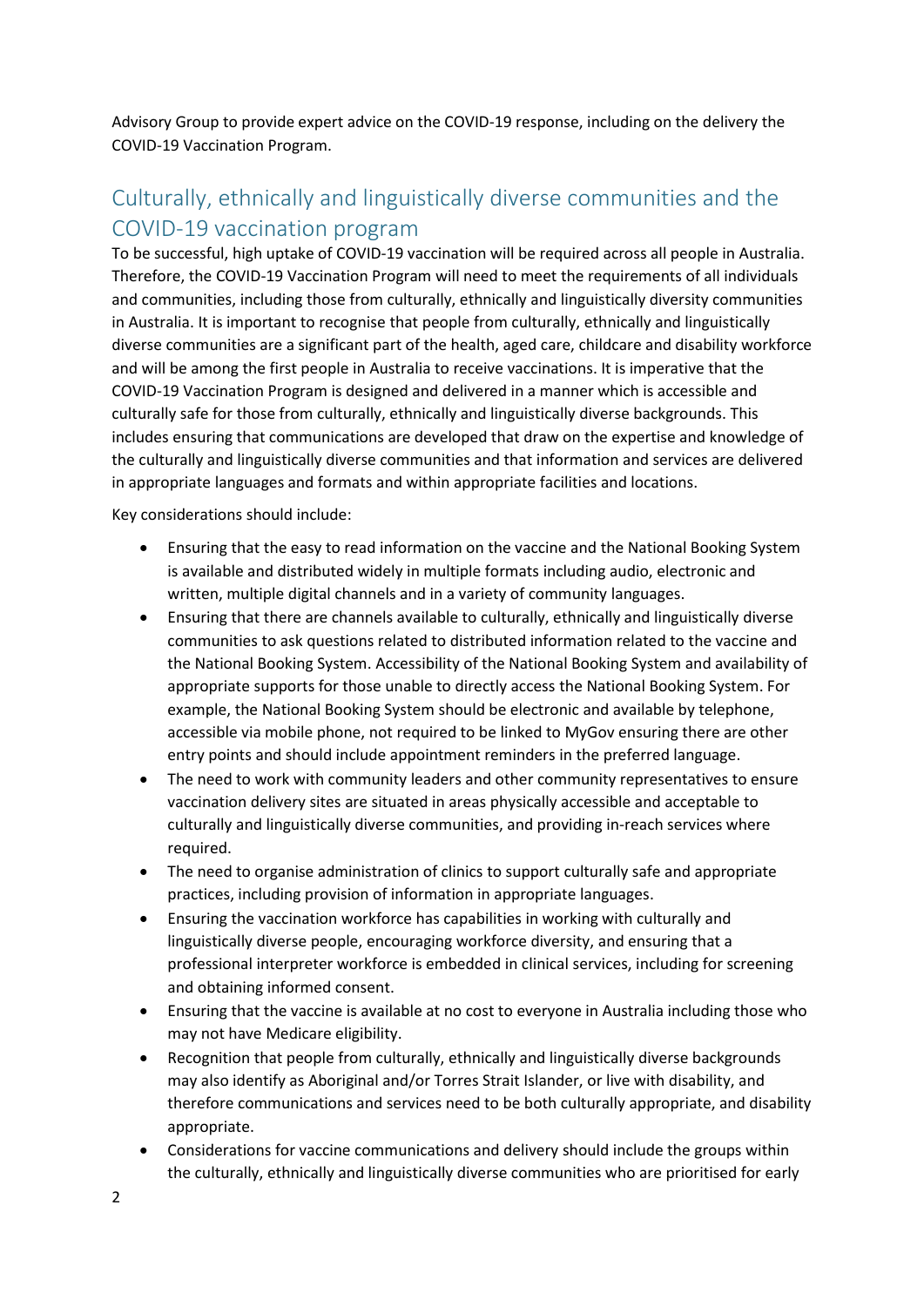Advisory Group to provide expert advice on the COVID-19 response, including on the delivery the COVID-19 Vaccination Program.

## Culturally, ethnically and linguistically diverse communities and the COVID-19 vaccination program

To be successful, high uptake of COVID-19 vaccination will be required across all people in Australia. Therefore, the COVID-19 Vaccination Program will need to meet the requirements of all individuals and communities, including those from culturally, ethnically and linguistically diversity communities in Australia. It is important to recognise that people from culturally, ethnically and linguistically diverse communities are a significant part of the health, aged care, childcare and disability workforce and will be among the first people in Australia to receive vaccinations. It is imperative that the COVID-19 Vaccination Program is designed and delivered in a manner which is accessible and culturally safe for those from culturally, ethnically and linguistically diverse backgrounds. This includes ensuring that communications are developed that draw on the expertise and knowledge of the culturally and linguistically diverse communities and that information and services are delivered in appropriate languages and formats and within appropriate facilities and locations.

Key considerations should include:

- Ensuring that the easy to read information on the vaccine and the National Booking System is available and distributed widely in multiple formats including audio, electronic and written, multiple digital channels and in a variety of community languages.
- Ensuring that there are channels available to culturally, ethnically and linguistically diverse communities to ask questions related to distributed information related to the vaccine and the National Booking System. Accessibility of the National Booking System and availability of appropriate supports for those unable to directly access the National Booking System. For example, the National Booking System should be electronic and available by telephone, accessible via mobile phone, not required to be linked to MyGov ensuring there are other entry points and should include appointment reminders in the preferred language.
- The need to work with community leaders and other community representatives to ensure vaccination delivery sites are situated in areas physically accessible and acceptable to culturally and linguistically diverse communities, and providing in-reach services where required.
- The need to organise administration of clinics to support culturally safe and appropriate practices, including provision of information in appropriate languages.
- Ensuring the vaccination workforce has capabilities in working with culturally and linguistically diverse people, encouraging workforce diversity, and ensuring that a professional interpreter workforce is embedded in clinical services, including for screening and obtaining informed consent.
- Ensuring that the vaccine is available at no cost to everyone in Australia including those who may not have Medicare eligibility.
- Recognition that people from culturally, ethnically and linguistically diverse backgrounds may also identify as Aboriginal and/or Torres Strait Islander, or live with disability, and therefore communications and services need to be both culturally appropriate, and disability appropriate.
- Considerations for vaccine communications and delivery should include the groups within the culturally, ethnically and linguistically diverse communities who are prioritised for early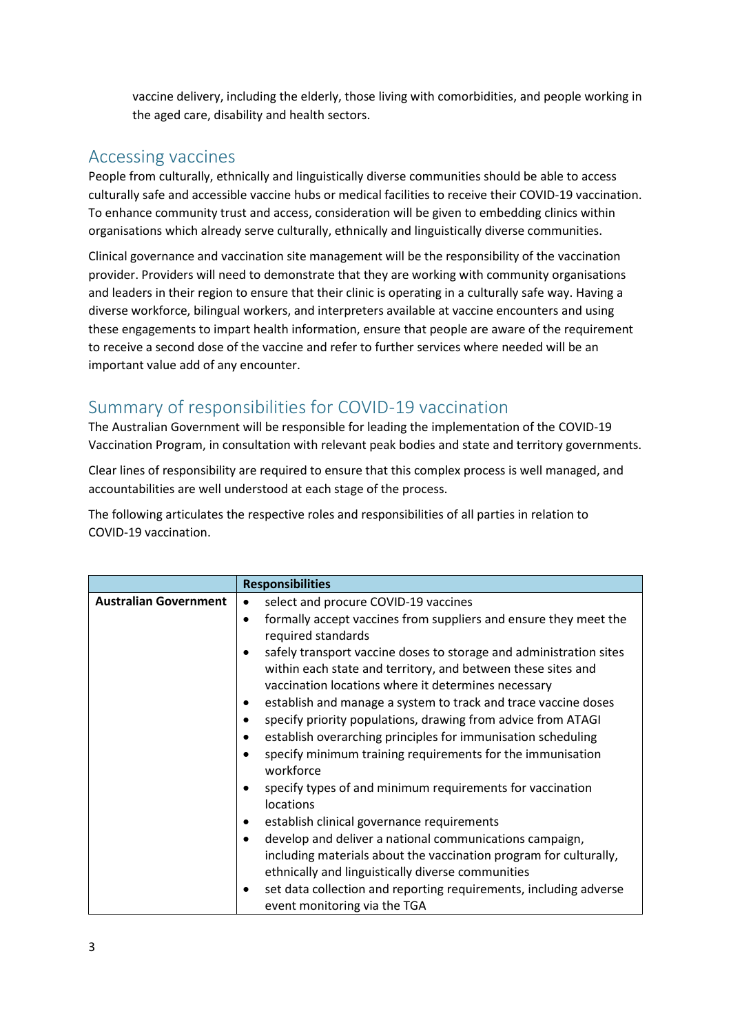vaccine delivery, including the elderly, those living with comorbidities, and people working in the aged care, disability and health sectors.

## Accessing vaccines

People from culturally, ethnically and linguistically diverse communities should be able to access culturally safe and accessible vaccine hubs or medical facilities to receive their COVID-19 vaccination. To enhance community trust and access, consideration will be given to embedding clinics within organisations which already serve culturally, ethnically and linguistically diverse communities.

Clinical governance and vaccination site management will be the responsibility of the vaccination provider. Providers will need to demonstrate that they are working with community organisations and leaders in their region to ensure that their clinic is operating in a culturally safe way. Having a diverse workforce, bilingual workers, and interpreters available at vaccine encounters and using these engagements to impart health information, ensure that people are aware of the requirement to receive a second dose of the vaccine and refer to further services where needed will be an important value add of any encounter.

## Summary of responsibilities for COVID-19 vaccination

The Australian Government will be responsible for leading the implementation of the COVID-19 Vaccination Program, in consultation with relevant peak bodies and state and territory governments.

Clear lines of responsibility are required to ensure that this complex process is well managed, and accountabilities are well understood at each stage of the process.

The following articulates the respective roles and responsibilities of all parties in relation to COVID-19 vaccination.

| | **Responsibilities** |
|---|---|
| **Australian Government** | • select and procure COVID-19 vaccines<br>• formally accept vaccines from suppliers and ensure they meet the required standards<br>• safely transport vaccine doses to storage and administration sites within each state and territory, and between these sites and vaccination locations where it determines necessary<br>• establish and manage a system to track and trace vaccine doses<br>• specify priority populations, drawing from advice from ATAGI<br>• establish overarching principles for immunisation scheduling<br>• specify minimum training requirements for the immunisation workforce<br>• specify types of and minimum requirements for vaccination locations<br>• establish clinical governance requirements<br>• develop and deliver a national communications campaign, including materials about the vaccination program for culturally, ethnically and linguistically diverse communities<br>• set data collection and reporting requirements, including adverse event monitoring via the TGA |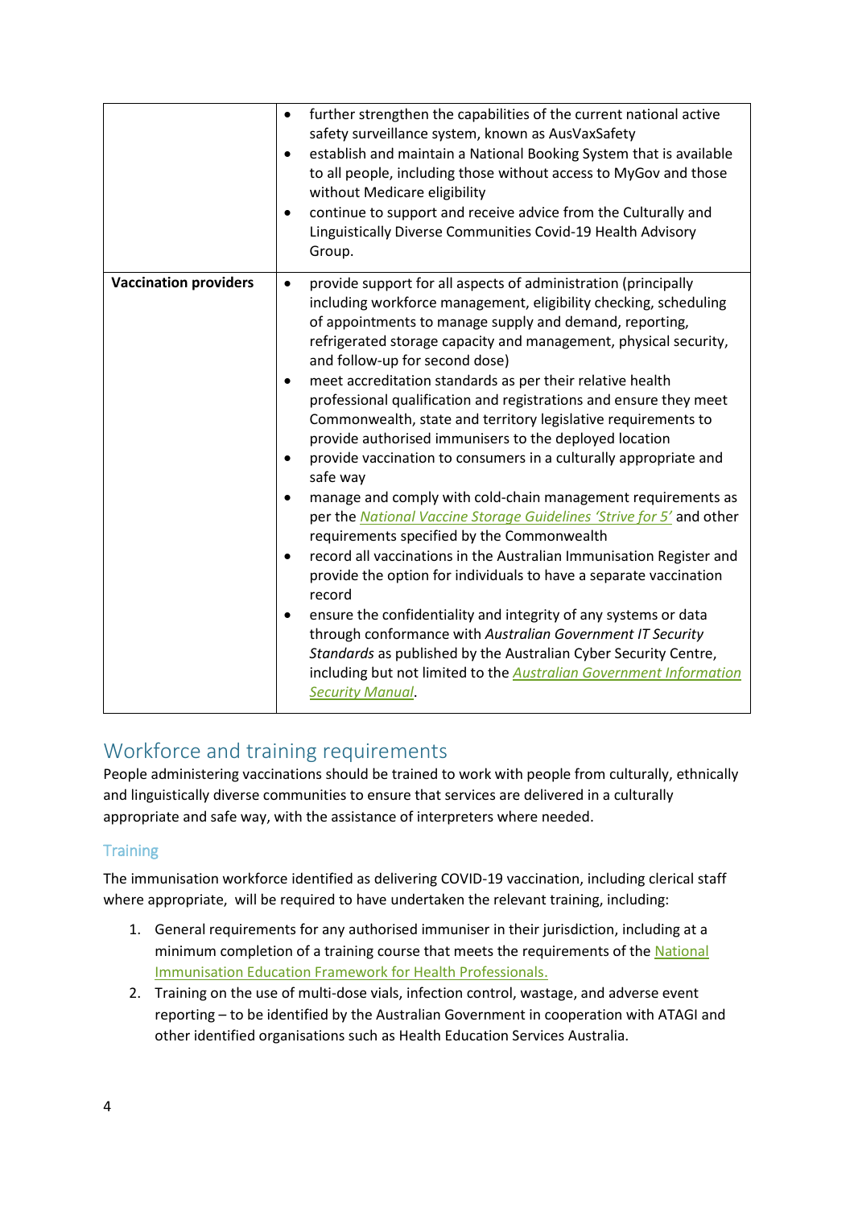| | |
|---|---|
| | • further strengthen the capabilities of the current national active safety surveillance system, known as AusVaxSafety<br>• establish and maintain a National Booking System that is available to all people, including those without access to MyGov and those without Medicare eligibility<br>• continue to support and receive advice from the Culturally and Linguistically Diverse Communities Covid-19 Health Advisory Group. |
| **Vaccination providers** | • provide support for all aspects of administration (principally including workforce management, eligibility checking, scheduling of appointments to manage supply and demand, reporting, refrigerated storage capacity and management, physical security, and follow-up for second dose)<br>• meet accreditation standards as per their relative health professional qualification and registrations and ensure they meet Commonwealth, state and territory legislative requirements to provide authorised immunisers to the deployed location<br>• provide vaccination to consumers in a culturally appropriate and safe way<br>• manage and comply with cold-chain management requirements as per the *National Vaccine Storage Guidelines 'Strive for 5'* and other requirements specified by the Commonwealth<br>• record all vaccinations in the Australian Immunisation Register and provide the option for individuals to have a separate vaccination record<br>• ensure the confidentiality and integrity of any systems or data through conformance with *Australian Government IT Security Standards* as published by the Australian Cyber Security Centre, including but not limited to the *Australian Government Information Security Manual*. |

## Workforce and training requirements

People administering vaccinations should be trained to work with people from culturally, ethnically and linguistically diverse communities to ensure that services are delivered in a culturally appropriate and safe way, with the assistance of interpreters where needed.

### Training

The immunisation workforce identified as delivering COVID-19 vaccination, including clerical staff where appropriate, will be required to have undertaken the relevant training, including:

1. General requirements for any authorised immuniser in their jurisdiction, including at a minimum completion of a training course that meets the requirements of the National Immunisation Education Framework for Health Professionals.
2. Training on the use of multi-dose vials, infection control, wastage, and adverse event reporting – to be identified by the Australian Government in cooperation with ATAGI and other identified organisations such as Health Education Services Australia.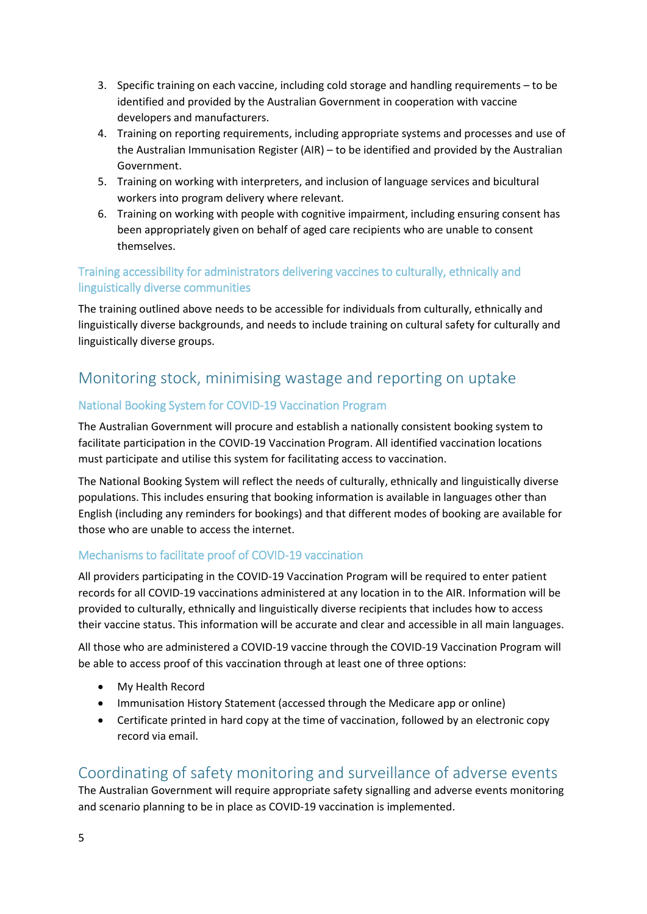3. Specific training on each vaccine, including cold storage and handling requirements – to be identified and provided by the Australian Government in cooperation with vaccine developers and manufacturers.
4. Training on reporting requirements, including appropriate systems and processes and use of the Australian Immunisation Register (AIR) – to be identified and provided by the Australian Government.
5. Training on working with interpreters, and inclusion of language services and bicultural workers into program delivery where relevant.
6. Training on working with people with cognitive impairment, including ensuring consent has been appropriately given on behalf of aged care recipients who are unable to consent themselves.

### Training accessibility for administrators delivering vaccines to culturally, ethnically and linguistically diverse communities

The training outlined above needs to be accessible for individuals from culturally, ethnically and linguistically diverse backgrounds, and needs to include training on cultural safety for culturally and linguistically diverse groups.

## Monitoring stock, minimising wastage and reporting on uptake

### National Booking System for COVID-19 Vaccination Program

The Australian Government will procure and establish a nationally consistent booking system to facilitate participation in the COVID-19 Vaccination Program. All identified vaccination locations must participate and utilise this system for facilitating access to vaccination.

The National Booking System will reflect the needs of culturally, ethnically and linguistically diverse populations. This includes ensuring that booking information is available in languages other than English (including any reminders for bookings) and that different modes of booking are available for those who are unable to access the internet.

### Mechanisms to facilitate proof of COVID-19 vaccination

All providers participating in the COVID-19 Vaccination Program will be required to enter patient records for all COVID-19 vaccinations administered at any location in to the AIR. Information will be provided to culturally, ethnically and linguistically diverse recipients that includes how to access their vaccine status. This information will be accurate and clear and accessible in all main languages.

All those who are administered a COVID-19 vaccine through the COVID-19 Vaccination Program will be able to access proof of this vaccination through at least one of three options:

- My Health Record
- Immunisation History Statement (accessed through the Medicare app or online)
- Certificate printed in hard copy at the time of vaccination, followed by an electronic copy record via email.

## Coordinating of safety monitoring and surveillance of adverse events

The Australian Government will require appropriate safety signalling and adverse events monitoring and scenario planning to be in place as COVID-19 vaccination is implemented.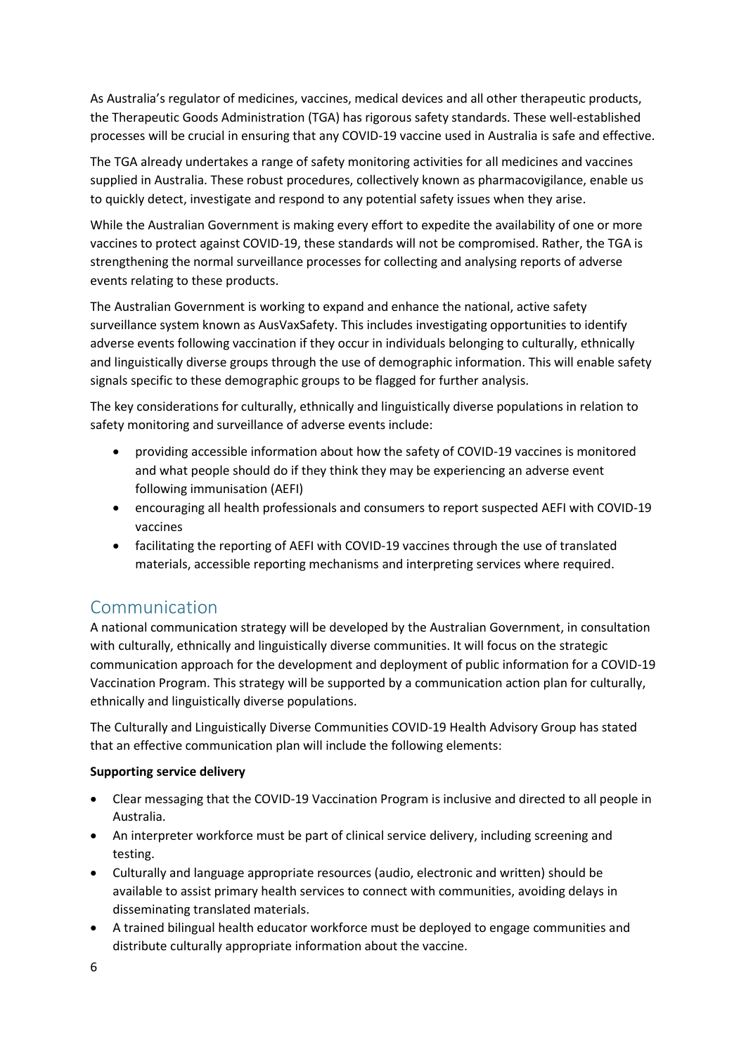As Australia's regulator of medicines, vaccines, medical devices and all other therapeutic products, the Therapeutic Goods Administration (TGA) has rigorous safety standards. These well-established processes will be crucial in ensuring that any COVID-19 vaccine used in Australia is safe and effective.

The TGA already undertakes a range of safety monitoring activities for all medicines and vaccines supplied in Australia. These robust procedures, collectively known as pharmacovigilance, enable us to quickly detect, investigate and respond to any potential safety issues when they arise.

While the Australian Government is making every effort to expedite the availability of one or more vaccines to protect against COVID-19, these standards will not be compromised. Rather, the TGA is strengthening the normal surveillance processes for collecting and analysing reports of adverse events relating to these products.

The Australian Government is working to expand and enhance the national, active safety surveillance system known as AusVaxSafety. This includes investigating opportunities to identify adverse events following vaccination if they occur in individuals belonging to culturally, ethnically and linguistically diverse groups through the use of demographic information. This will enable safety signals specific to these demographic groups to be flagged for further analysis.

The key considerations for culturally, ethnically and linguistically diverse populations in relation to safety monitoring and surveillance of adverse events include:

- providing accessible information about how the safety of COVID-19 vaccines is monitored and what people should do if they think they may be experiencing an adverse event following immunisation (AEFI)
- encouraging all health professionals and consumers to report suspected AEFI with COVID-19 vaccines
- facilitating the reporting of AEFI with COVID-19 vaccines through the use of translated materials, accessible reporting mechanisms and interpreting services where required.

## Communication

A national communication strategy will be developed by the Australian Government, in consultation with culturally, ethnically and linguistically diverse communities. It will focus on the strategic communication approach for the development and deployment of public information for a COVID-19 Vaccination Program. This strategy will be supported by a communication action plan for culturally, ethnically and linguistically diverse populations.

The Culturally and Linguistically Diverse Communities COVID-19 Health Advisory Group has stated that an effective communication plan will include the following elements:

**Supporting service delivery**

- Clear messaging that the COVID-19 Vaccination Program is inclusive and directed to all people in Australia.
- An interpreter workforce must be part of clinical service delivery, including screening and testing.
- Culturally and language appropriate resources (audio, electronic and written) should be available to assist primary health services to connect with communities, avoiding delays in disseminating translated materials.
- A trained bilingual health educator workforce must be deployed to engage communities and distribute culturally appropriate information about the vaccine.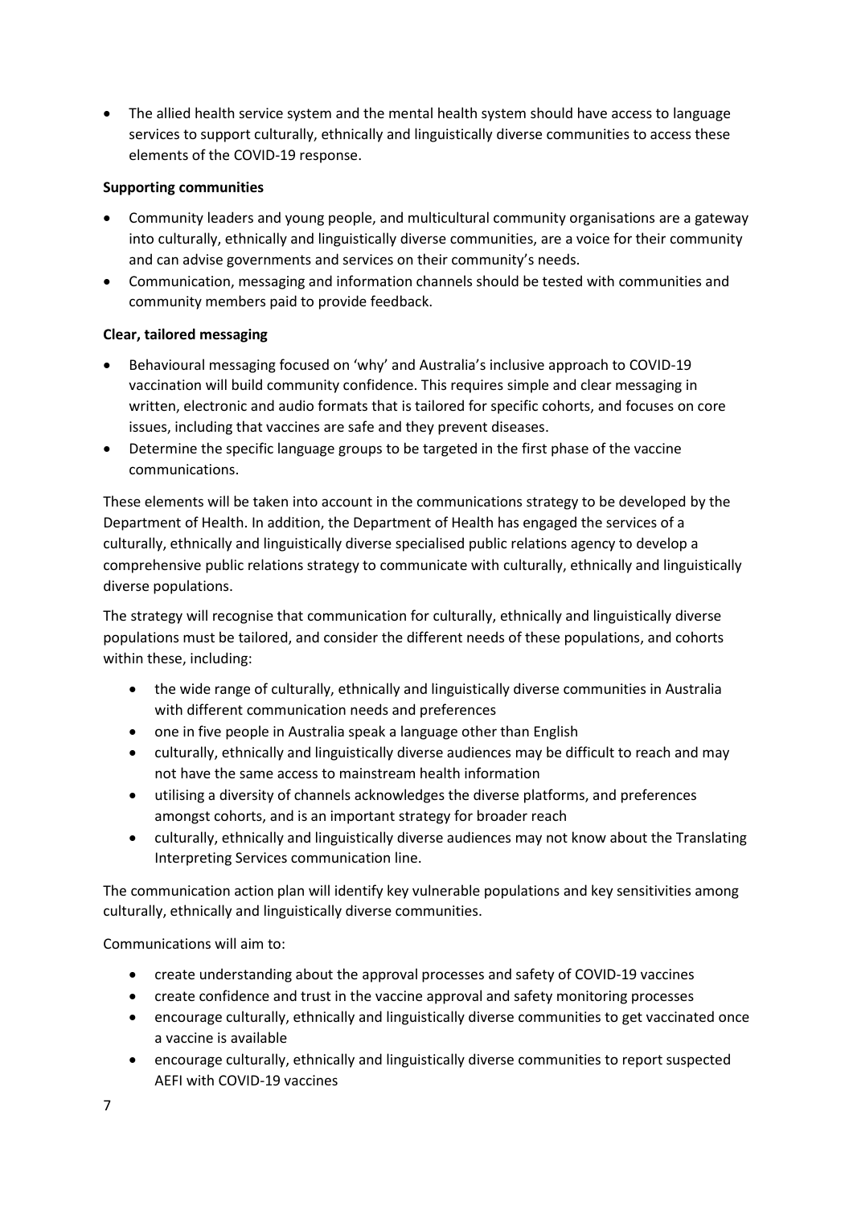- The allied health service system and the mental health system should have access to language services to support culturally, ethnically and linguistically diverse communities to access these elements of the COVID-19 response.

**Supporting communities**

- Community leaders and young people, and multicultural community organisations are a gateway into culturally, ethnically and linguistically diverse communities, are a voice for their community and can advise governments and services on their community's needs.
- Communication, messaging and information channels should be tested with communities and community members paid to provide feedback.

**Clear, tailored messaging**

- Behavioural messaging focused on 'why' and Australia's inclusive approach to COVID-19 vaccination will build community confidence. This requires simple and clear messaging in written, electronic and audio formats that is tailored for specific cohorts, and focuses on core issues, including that vaccines are safe and they prevent diseases.
- Determine the specific language groups to be targeted in the first phase of the vaccine communications.

These elements will be taken into account in the communications strategy to be developed by the Department of Health. In addition, the Department of Health has engaged the services of a culturally, ethnically and linguistically diverse specialised public relations agency to develop a comprehensive public relations strategy to communicate with culturally, ethnically and linguistically diverse populations.

The strategy will recognise that communication for culturally, ethnically and linguistically diverse populations must be tailored, and consider the different needs of these populations, and cohorts within these, including:

- the wide range of culturally, ethnically and linguistically diverse communities in Australia with different communication needs and preferences
- one in five people in Australia speak a language other than English
- culturally, ethnically and linguistically diverse audiences may be difficult to reach and may not have the same access to mainstream health information
- utilising a diversity of channels acknowledges the diverse platforms, and preferences amongst cohorts, and is an important strategy for broader reach
- culturally, ethnically and linguistically diverse audiences may not know about the Translating Interpreting Services communication line.

The communication action plan will identify key vulnerable populations and key sensitivities among culturally, ethnically and linguistically diverse communities.

Communications will aim to:

- create understanding about the approval processes and safety of COVID-19 vaccines
- create confidence and trust in the vaccine approval and safety monitoring processes
- encourage culturally, ethnically and linguistically diverse communities to get vaccinated once a vaccine is available
- encourage culturally, ethnically and linguistically diverse communities to report suspected AEFI with COVID-19 vaccines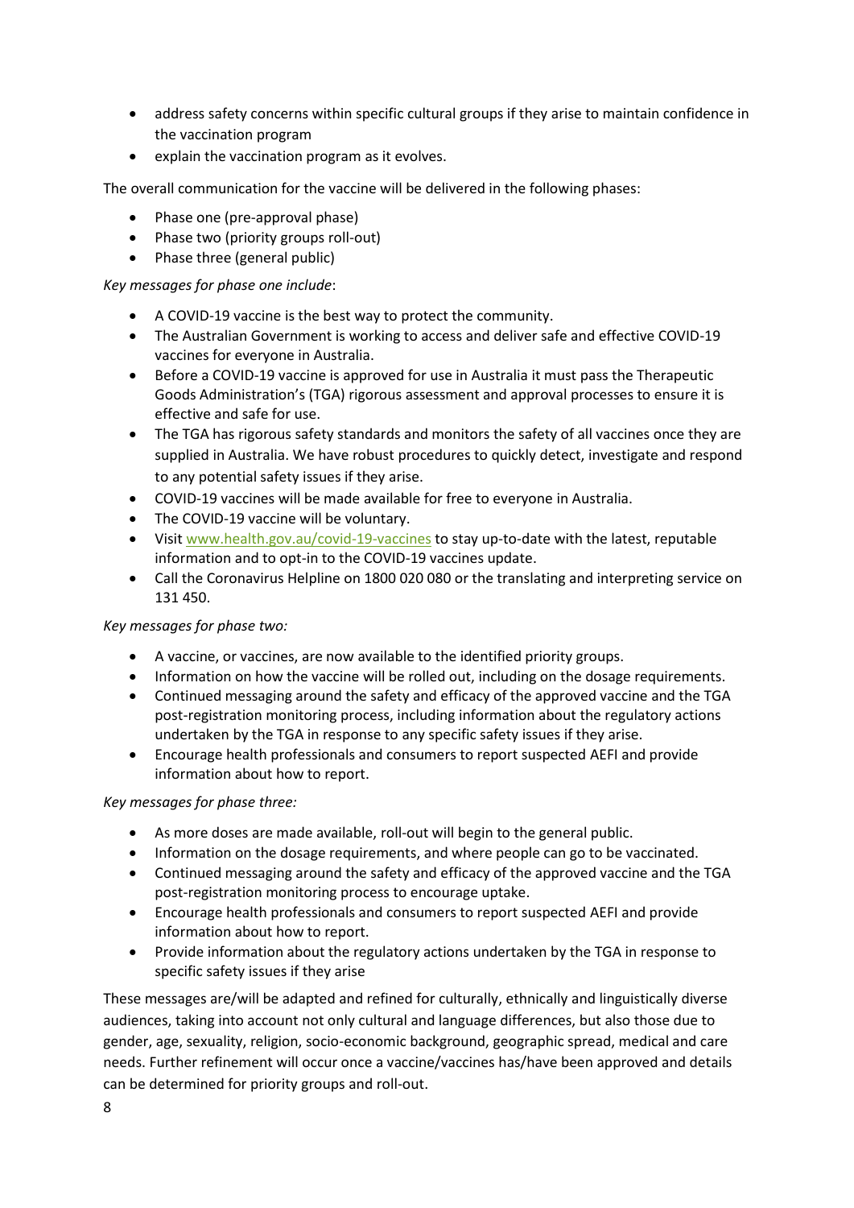- address safety concerns within specific cultural groups if they arise to maintain confidence in the vaccination program
- explain the vaccination program as it evolves.

The overall communication for the vaccine will be delivered in the following phases:

- Phase one (pre-approval phase)
- Phase two (priority groups roll-out)
- Phase three (general public)

*Key messages for phase one include*:

- A COVID-19 vaccine is the best way to protect the community.
- The Australian Government is working to access and deliver safe and effective COVID-19 vaccines for everyone in Australia.
- Before a COVID-19 vaccine is approved for use in Australia it must pass the Therapeutic Goods Administration's (TGA) rigorous assessment and approval processes to ensure it is effective and safe for use.
- The TGA has rigorous safety standards and monitors the safety of all vaccines once they are supplied in Australia. We have robust procedures to quickly detect, investigate and respond to any potential safety issues if they arise.
- COVID-19 vaccines will be made available for free to everyone in Australia.
- The COVID-19 vaccine will be voluntary.
- Visit [www.health.gov.au/covid-19-vaccines](www.health.gov.au/covid-19-vaccines) to stay up-to-date with the latest, reputable information and to opt-in to the COVID-19 vaccines update.
- Call the Coronavirus Helpline on 1800 020 080 or the translating and interpreting service on 131 450.

*Key messages for phase two:*

- A vaccine, or vaccines, are now available to the identified priority groups.
- Information on how the vaccine will be rolled out, including on the dosage requirements.
- Continued messaging around the safety and efficacy of the approved vaccine and the TGA post-registration monitoring process, including information about the regulatory actions undertaken by the TGA in response to any specific safety issues if they arise.
- Encourage health professionals and consumers to report suspected AEFI and provide information about how to report.

*Key messages for phase three:*

- As more doses are made available, roll-out will begin to the general public.
- Information on the dosage requirements, and where people can go to be vaccinated.
- Continued messaging around the safety and efficacy of the approved vaccine and the TGA post-registration monitoring process to encourage uptake.
- Encourage health professionals and consumers to report suspected AEFI and provide information about how to report.
- Provide information about the regulatory actions undertaken by the TGA in response to specific safety issues if they arise

These messages are/will be adapted and refined for culturally, ethnically and linguistically diverse audiences, taking into account not only cultural and language differences, but also those due to gender, age, sexuality, religion, socio-economic background, geographic spread, medical and care needs. Further refinement will occur once a vaccine/vaccines has/have been approved and details can be determined for priority groups and roll-out.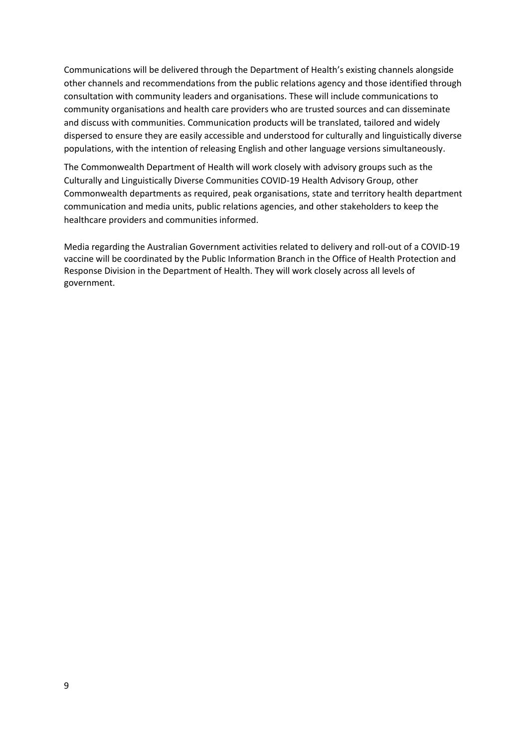Communications will be delivered through the Department of Health's existing channels alongside other channels and recommendations from the public relations agency and those identified through consultation with community leaders and organisations. These will include communications to community organisations and health care providers who are trusted sources and can disseminate and discuss with communities. Communication products will be translated, tailored and widely dispersed to ensure they are easily accessible and understood for culturally and linguistically diverse populations, with the intention of releasing English and other language versions simultaneously.

The Commonwealth Department of Health will work closely with advisory groups such as the Culturally and Linguistically Diverse Communities COVID-19 Health Advisory Group, other Commonwealth departments as required, peak organisations, state and territory health department communication and media units, public relations agencies, and other stakeholders to keep the healthcare providers and communities informed.

Media regarding the Australian Government activities related to delivery and roll-out of a COVID-19 vaccine will be coordinated by the Public Information Branch in the Office of Health Protection and Response Division in the Department of Health. They will work closely across all levels of government.